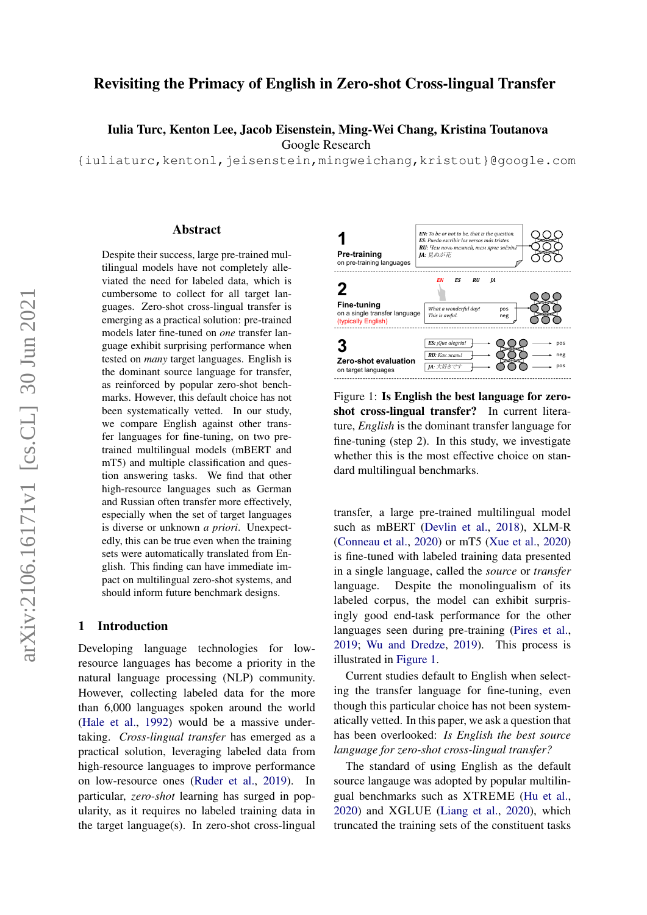# Revisiting the Primacy of English in Zero-shot Cross-lingual Transfer

**Iulia Turc, Kenton Lee, Jacob Eisenstein, Ming-Wei Chang, Kristina Toutanova**
Google Research
{iuliaturc,kentonl,jeisenstein,mingweichang,kristout}@google.com

## Abstract

Despite their success, large pre-trained multilingual models have not completely alleviated the need for labeled data, which is cumbersome to collect for all target languages. Zero-shot cross-lingual transfer is emerging as a practical solution: pre-trained models later fine-tuned on *one* transfer language exhibit surprising performance when tested on *many* target languages. English is the dominant source language for transfer, as reinforced by popular zero-shot benchmarks. However, this default choice has not been systematically vetted. In our study, we compare English against other transfer languages for fine-tuning, on two pre-trained multilingual models (mBERT and mT5) and multiple classification and question answering tasks. We find that other high-resource languages such as German and Russian often transfer more effectively, especially when the set of target languages is diverse or unknown *a priori*. Unexpectedly, this can be true even when the training sets were automatically translated from English. This finding can have immediate impact on multilingual zero-shot systems, and should inform future benchmark designs.

## 1 Introduction

Developing language technologies for low-resource languages has become a priority in the natural language processing (NLP) community. However, collecting labeled data for the more than 6,000 languages spoken around the world (Hale et al., 1992) would be a massive undertaking. *Cross-lingual transfer* has emerged as a practical solution, leveraging labeled data from high-resource languages to improve performance on low-resource ones (Ruder et al., 2019). In particular, *zero-shot* learning has surged in popularity, as it requires no labeled training data in the target language(s). In zero-shot cross-lingual transfer, a large pre-trained multilingual model such as mBERT (Devlin et al., 2018), XLM-R (Conneau et al., 2020) or mT5 (Xue et al., 2020) is fine-tuned with labeled training data presented in a single language, called the *source* or *transfer* language. Despite the monolingualism of its labeled corpus, the model can exhibit surprisingly good end-task performance for the other languages seen during pre-training (Pires et al., 2019; Wu and Dredze, 2019). This process is illustrated in Figure 1.

**1 Pre-training** on pre-training languages

EN: To be or not to be, that is the question.
ES: Puedo escribir los versos más tristes.
RU: Чем ночь темней, тем ярче звёзды
JA: 見ぬが花

**2 Fine-tuning** on a single transfer language (typically English)

EN ES RU JA

| What a wonderful day! | pos |
| --- | --- |
| This is awful. | neg |

**3 Zero-shot evaluation** on target languages

ES: ¡Que alegria! → pos
RU: Как жаль! → neg
JA: 大好きです → pos

Figure 1: **Is English the best language for zero-shot cross-lingual transfer?** In current literature, *English* is the dominant transfer language for fine-tuning (step 2). In this study, we investigate whether this is the most effective choice on standard multilingual benchmarks.

Current studies default to English when selecting the transfer language for fine-tuning, even though this particular choice has not been systematically vetted. In this paper, we ask a question that has been overlooked: *Is English the best source language for zero-shot cross-lingual transfer?*

The standard of using English as the default source langauge was adopted by popular multilingual benchmarks such as XTREME (Hu et al., 2020) and XGLUE (Liang et al., 2020), which truncated the training sets of the constituent tasks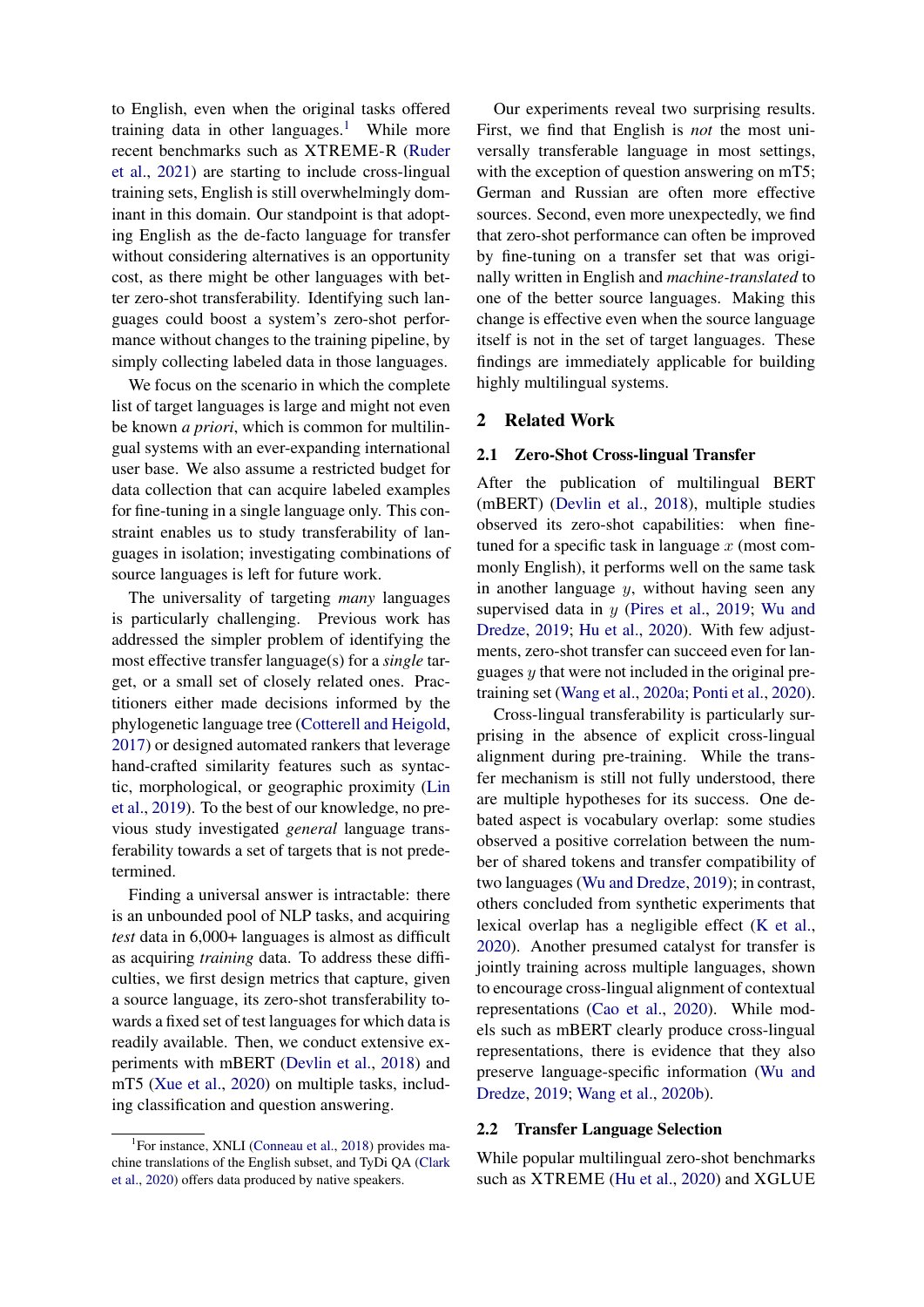to English, even when the original tasks offered training data in other languages.[1] While more recent benchmarks such as XTREME-R (Ruder et al., 2021) are starting to include cross-lingual training sets, English is still overwhelmingly dominant in this domain. Our standpoint is that adopting English as the de-facto language for transfer without considering alternatives is an opportunity cost, as there might be other languages with better zero-shot transferability. Identifying such languages could boost a system's zero-shot performance without changes to the training pipeline, by simply collecting labeled data in those languages.

We focus on the scenario in which the complete list of target languages is large and might not even be known *a priori*, which is common for multilingual systems with an ever-expanding international user base. We also assume a restricted budget for data collection that can acquire labeled examples for fine-tuning in a single language only. This constraint enables us to study transferability of languages in isolation; investigating combinations of source languages is left for future work.

The universality of targeting *many* languages is particularly challenging. Previous work has addressed the simpler problem of identifying the most effective transfer language(s) for a *single* target, or a small set of closely related ones. Practitioners either made decisions informed by the phylogenetic language tree (Cotterell and Heigold, 2017) or designed automated rankers that leverage hand-crafted similarity features such as syntactic, morphological, or geographic proximity (Lin et al., 2019). To the best of our knowledge, no previous study investigated *general* language transferability towards a set of targets that is not predetermined.

Finding a universal answer is intractable: there is an unbounded pool of NLP tasks, and acquiring *test* data in 6,000+ languages is almost as difficult as acquiring *training* data. To address these difficulties, we first design metrics that capture, given a source language, its zero-shot transferability towards a fixed set of test languages for which data is readily available. Then, we conduct extensive experiments with mBERT (Devlin et al., 2018) and mT5 (Xue et al., 2020) on multiple tasks, including classification and question answering.

Our experiments reveal two surprising results. First, we find that English is *not* the most universally transferable language in most settings, with the exception of question answering on mT5; German and Russian are often more effective sources. Second, even more unexpectedly, we find that zero-shot performance can often be improved by fine-tuning on a transfer set that was originally written in English and *machine-translated* to one of the better source languages. Making this change is effective even when the source language itself is not in the set of target languages. These findings are immediately applicable for building highly multilingual systems.

## 2 Related Work

### 2.1 Zero-Shot Cross-lingual Transfer

After the publication of multilingual BERT (mBERT) (Devlin et al., 2018), multiple studies observed its zero-shot capabilities: when fine-tuned for a specific task in language $x$ (most commonly English), it performs well on the same task in another language $y$, without having seen any supervised data in $y$ (Pires et al., 2019; Wu and Dredze, 2019; Hu et al., 2020). With few adjustments, zero-shot transfer can succeed even for languages $y$ that were not included in the original pre-training set (Wang et al., 2020a; Ponti et al., 2020).

Cross-lingual transferability is particularly surprising in the absence of explicit cross-lingual alignment during pre-training. While the transfer mechanism is still not fully understood, there are multiple hypotheses for its success. One debated aspect is vocabulary overlap: some studies observed a positive correlation between the number of shared tokens and transfer compatibility of two languages (Wu and Dredze, 2019); in contrast, others concluded from synthetic experiments that lexical overlap has a negligible effect (K et al., 2020). Another presumed catalyst for transfer is jointly training across multiple languages, shown to encourage cross-lingual alignment of contextual representations (Cao et al., 2020). While models such as mBERT clearly produce cross-lingual representations, there is evidence that they also preserve language-specific information (Wu and Dredze, 2019; Wang et al., 2020b).

### 2.2 Transfer Language Selection

While popular multilingual zero-shot benchmarks such as XTREME (Hu et al., 2020) and XGLUE

[1] For instance, XNLI (Conneau et al., 2018) provides machine translations of the English subset, and TyDi QA (Clark et al., 2020) offers data produced by native speakers.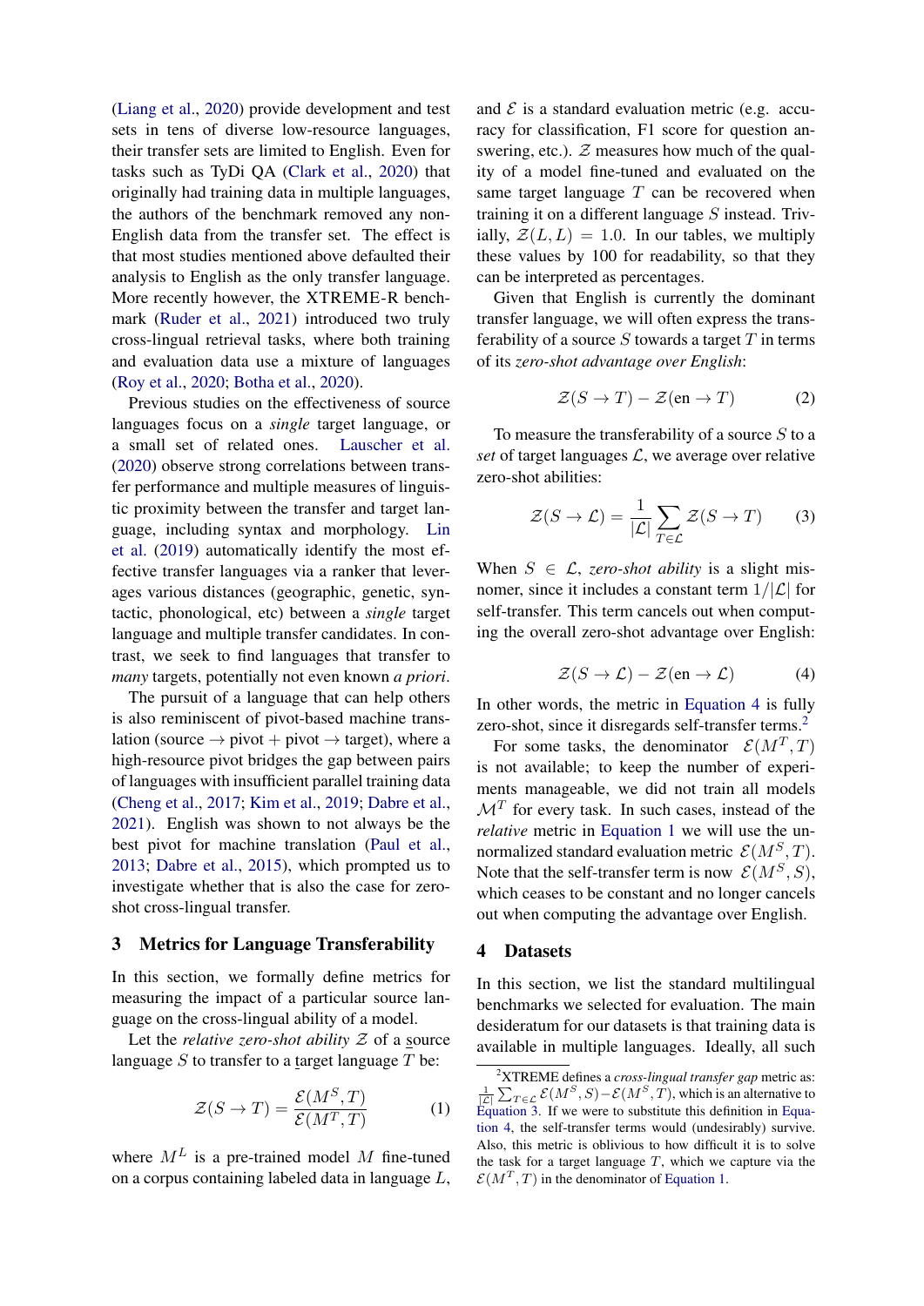(Liang et al., 2020) provide development and test sets in tens of diverse low-resource languages, their transfer sets are limited to English. Even for tasks such as TyDi QA (Clark et al., 2020) that originally had training data in multiple languages, the authors of the benchmark removed any non-English data from the transfer set. The effect is that most studies mentioned above defaulted their analysis to English as the only transfer language. More recently however, the XTREME-R benchmark (Ruder et al., 2021) introduced two truly cross-lingual retrieval tasks, where both training and evaluation data use a mixture of languages (Roy et al., 2020; Botha et al., 2020).

Previous studies on the effectiveness of source languages focus on a *single* target language, or a small set of related ones. Lauscher et al. (2020) observe strong correlations between transfer performance and multiple measures of linguistic proximity between the transfer and target language, including syntax and morphology. Lin et al. (2019) automatically identify the most effective transfer languages via a ranker that leverages various distances (geographic, genetic, syntactic, phonological, etc) between a *single* target language and multiple transfer candidates. In contrast, we seek to find languages that transfer to *many* targets, potentially not even known *a priori*.

The pursuit of a language that can help others is also reminiscent of pivot-based machine translation (source → pivot + pivot → target), where a high-resource pivot bridges the gap between pairs of languages with insufficient parallel training data (Cheng et al., 2017; Kim et al., 2019; Dabre et al., 2021). English was shown to not always be the best pivot for machine translation (Paul et al., 2013; Dabre et al., 2015), which prompted us to investigate whether that is also the case for zero-shot cross-lingual transfer.

## 3 Metrics for Language Transferability

In this section, we formally define metrics for measuring the impact of a particular source language on the cross-lingual ability of a model.

Let the *relative zero-shot ability* $\mathcal{Z}$ of a source language $S$ to transfer to a target language $T$ be:

$$\mathcal{Z}(S \rightarrow T) = \frac{\mathcal{E}(M^S, T)}{\mathcal{E}(M^T, T)} \tag{1}$$

where $M^L$ is a pre-trained model $M$ fine-tuned on a corpus containing labeled data in language $L$, and $\mathcal{E}$ is a standard evaluation metric (e.g. accuracy for classification, F1 score for question answering, etc.). $\mathcal{Z}$ measures how much of the quality of a model fine-tuned and evaluated on the same target language $T$ can be recovered when training it on a different language $S$ instead. Trivially, $\mathcal{Z}(L, L) = 1.0$. In our tables, we multiply these values by 100 for readability, so that they can be interpreted as percentages.

Given that English is currently the dominant transfer language, we will often express the transferability of a source $S$ towards a target $T$ in terms of its *zero-shot advantage over English*:

$$\mathcal{Z}(S \rightarrow T) - \mathcal{Z}(\text{en} \rightarrow T) \tag{2}$$

To measure the transferability of a source $S$ to a *set* of target languages $\mathcal{L}$, we average over relative zero-shot abilities:

$$\mathcal{Z}(S \rightarrow \mathcal{L}) = \frac{1}{|\mathcal{L}|} \sum_{T \in \mathcal{L}} \mathcal{Z}(S \rightarrow T) \tag{3}$$

When $S \in \mathcal{L}$, *zero-shot ability* is a slight misnomer, since it includes a constant term $1/|\mathcal{L}|$ for self-transfer. This term cancels out when computing the overall zero-shot advantage over English:

$$\mathcal{Z}(S \rightarrow \mathcal{L}) - \mathcal{Z}(\text{en} \rightarrow \mathcal{L}) \tag{4}$$

In other words, the metric in Equation 4 is fully zero-shot, since it disregards self-transfer terms.[2]

For some tasks, the denominator $\mathcal{E}(M^T, T)$ is not available; to keep the number of experiments manageable, we did not train all models $\mathcal{M}^T$ for every task. In such cases, instead of the *relative* metric in Equation 1 we will use the unnormalized standard evaluation metric $\mathcal{E}(M^S, T)$. Note that the self-transfer term is now $\mathcal{E}(M^S, S)$, which ceases to be constant and no longer cancels out when computing the advantage over English.

## 4 Datasets

In this section, we list the standard multilingual benchmarks we selected for evaluation. The main desideratum for our datasets is that training data is available in multiple languages. Ideally, all such

[2] XTREME defines a *cross-lingual transfer gap* metric as: $\frac{1}{|\mathcal{L}|} \sum_{T \in \mathcal{L}} \mathcal{E}(M^S, S) - \mathcal{E}(M^S, T)$, which is an alternative to Equation 3. If we were to substitute this definition in Equation 4, the self-transfer terms would (undesirably) survive. Also, this metric is oblivious to how difficult it is to solve the task for a target language $T$, which we capture via the $\mathcal{E}(M^T, T)$ in the denominator of Equation 1.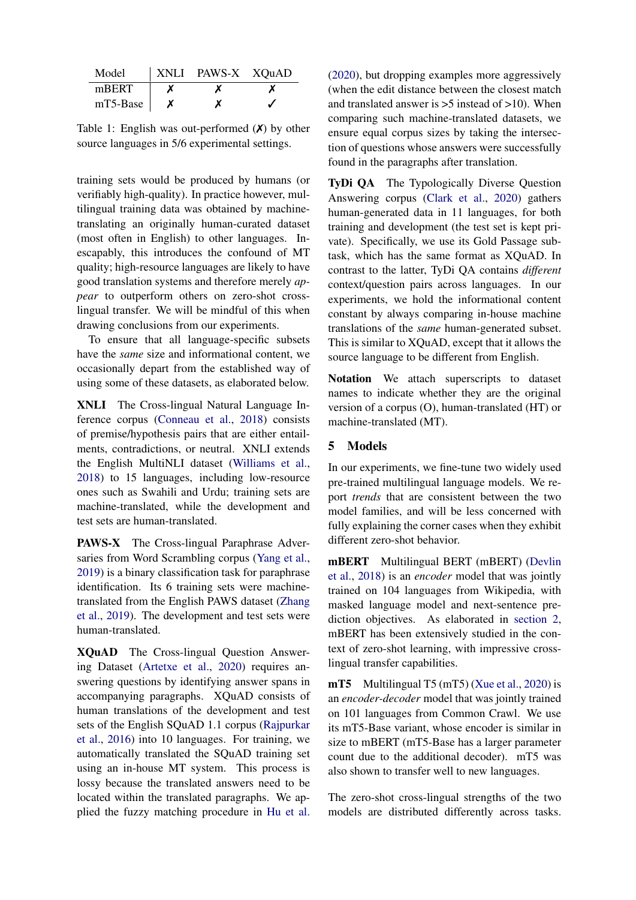| Model | XNLI | PAWS-X | XQuAD |
|---|---|---|---|
| mBERT | ✗ | ✗ | ✗ |
| mT5-Base | ✗ | ✗ | ✓ |

Table 1: English was out-performed (✗) by other source languages in 5/6 experimental settings.

training sets would be produced by humans (or verifiably high-quality). In practice however, multilingual training data was obtained by machine-translating an originally human-curated dataset (most often in English) to other languages. Inescapably, this introduces the confound of MT quality; high-resource languages are likely to have good translation systems and therefore merely *appear* to outperform others on zero-shot cross-lingual transfer. We will be mindful of this when drawing conclusions from our experiments.

To ensure that all language-specific subsets have the *same* size and informational content, we occasionally depart from the established way of using some of these datasets, as elaborated below.

**XNLI** The Cross-lingual Natural Language Inference corpus (Conneau et al., 2018) consists of premise/hypothesis pairs that are either entailments, contradictions, or neutral. XNLI extends the English MultiNLI dataset (Williams et al., 2018) to 15 languages, including low-resource ones such as Swahili and Urdu; training sets are machine-translated, while the development and test sets are human-translated.

**PAWS-X** The Cross-lingual Paraphrase Adversaries from Word Scrambling corpus (Yang et al., 2019) is a binary classification task for paraphrase identification. Its 6 training sets were machine-translated from the English PAWS dataset (Zhang et al., 2019). The development and test sets were human-translated.

**XQuAD** The Cross-lingual Question Answering Dataset (Artetxe et al., 2020) requires answering questions by identifying answer spans in accompanying paragraphs. XQuAD consists of human translations of the development and test sets of the English SQuAD 1.1 corpus (Rajpurkar et al., 2016) into 10 languages. For training, we automatically translated the SQuAD training set using an in-house MT system. This process is lossy because the translated answers need to be located within the translated paragraphs. We applied the fuzzy matching procedure in Hu et al. (2020), but dropping examples more aggressively (when the edit distance between the closest match and translated answer is >5 instead of >10). When comparing such machine-translated datasets, we ensure equal corpus sizes by taking the intersection of questions whose answers were successfully found in the paragraphs after translation.

**TyDi QA** The Typologically Diverse Question Answering corpus (Clark et al., 2020) gathers human-generated data in 11 languages, for both training and development (the test set is kept private). Specifically, we use its Gold Passage subtask, which has the same format as XQuAD. In contrast to the latter, TyDi QA contains *different* context/question pairs across languages. In our experiments, we hold the informational content constant by always comparing in-house machine translations of the *same* human-generated subset. This is similar to XQuAD, except that it allows the source language to be different from English.

**Notation** We attach superscripts to dataset names to indicate whether they are the original version of a corpus (O), human-translated (HT) or machine-translated (MT).

## 5 Models

In our experiments, we fine-tune two widely used pre-trained multilingual language models. We report *trends* that are consistent between the two model families, and will be less concerned with fully explaining the corner cases when they exhibit different zero-shot behavior.

**mBERT** Multilingual BERT (mBERT) (Devlin et al., 2018) is an *encoder* model that was jointly trained on 104 languages from Wikipedia, with masked language model and next-sentence prediction objectives. As elaborated in section 2, mBERT has been extensively studied in the context of zero-shot learning, with impressive cross-lingual transfer capabilities.

**mT5** Multilingual T5 (mT5) (Xue et al., 2020) is an *encoder-decoder* model that was jointly trained on 101 languages from Common Crawl. We use its mT5-Base variant, whose encoder is similar in size to mBERT (mT5-Base has a larger parameter count due to the additional decoder). mT5 was also shown to transfer well to new languages.

The zero-shot cross-lingual strengths of the two models are distributed differently across tasks.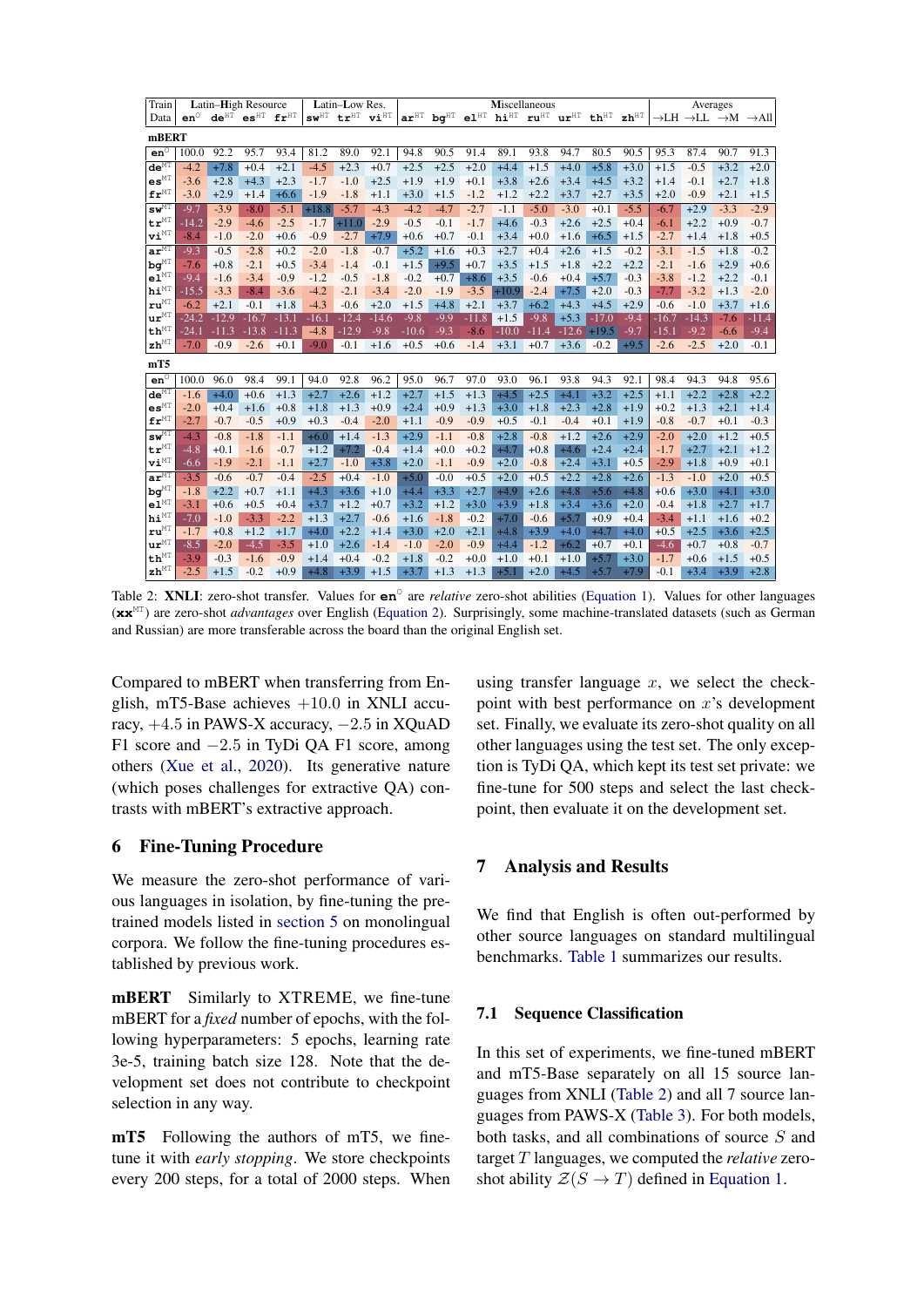| Train Data | Latin–High Resource | | | | Latin–Low Res. | | | Miscellaneous | | | | | | | | Averages | | | |
|---|---|---|---|---|---|---|---|---|---|---|---|---|---|---|---|---|---|---|---|
| | en$^{\circ}$ | de$^{\text{HT}}$ | es$^{\text{HT}}$ | fr$^{\text{HT}}$ | sw$^{\text{HT}}$ | tr$^{\text{HT}}$ | vi$^{\text{HT}}$ | ar$^{\text{HT}}$ | bg$^{\text{HT}}$ | el$^{\text{HT}}$ | hi$^{\text{HT}}$ | ru$^{\text{HT}}$ | ur$^{\text{HT}}$ | th$^{\text{HT}}$ | zh$^{\text{HT}}$ | →LH | →LL | →M | →All |
| **mBERT** | | | | | | | | | | | | | | | | | | | |
| en$^{\circ}$ | 100.0 | 92.2 | 95.7 | 93.4 | 81.2 | 89.0 | 92.1 | 94.8 | 90.5 | 91.4 | 89.1 | 93.8 | 94.7 | 80.5 | 90.5 | 95.3 | 87.4 | 90.7 | 91.3 |
| de$^{\text{MT}}$ | -4.2 | +7.8 | +0.4 | +2.1 | -4.5 | +2.3 | +0.7 | +2.5 | +2.5 | +2.0 | +4.4 | +1.5 | +4.0 | +5.8 | +3.0 | +1.5 | -0.5 | +3.2 | +2.0 |
| es$^{\text{MT}}$ | -3.6 | +2.8 | +4.3 | +2.3 | -1.7 | -1.0 | +2.5 | +1.9 | +1.9 | +0.1 | +3.8 | +2.6 | +3.4 | +4.5 | +3.2 | +1.4 | -0.1 | +2.7 | +1.8 |
| fr$^{\text{MT}}$ | -3.0 | +2.9 | +1.4 | +6.6 | -1.9 | -1.8 | +1.1 | +3.0 | +1.5 | -1.2 | +1.2 | +2.2 | +3.7 | +2.7 | +3.5 | +2.0 | -0.9 | +2.1 | +1.5 |
| sw$^{\text{MT}}$ | -9.7 | -3.9 | -8.0 | -5.1 | +18.8 | -5.7 | -4.3 | -4.2 | -4.7 | -2.7 | -1.1 | -5.0 | -3.0 | +0.1 | -5.5 | -6.7 | +2.9 | -3.3 | -2.9 |
| tr$^{\text{MT}}$ | -14.2 | -2.9 | -4.6 | -2.5 | -1.7 | +11.0 | -2.9 | -0.5 | -0.1 | -1.7 | +4.6 | -0.3 | +2.6 | +2.5 | +0.4 | -6.1 | +2.2 | +0.9 | -0.7 |
| vi$^{\text{MT}}$ | -8.4 | -1.0 | -2.0 | +0.6 | -0.9 | -2.7 | +7.9 | +0.6 | +0.7 | -0.1 | +3.4 | +0.0 | +1.6 | +6.5 | +1.5 | -2.7 | +1.4 | +1.8 | +0.5 |
| ar$^{\text{MT}}$ | -9.3 | -0.5 | -2.8 | +0.2 | -2.0 | -1.8 | -0.7 | +5.2 | +1.6 | +0.3 | +2.7 | +0.4 | +2.6 | +1.5 | -0.2 | -3.1 | -1.5 | +1.8 | -0.2 |
| bg$^{\text{MT}}$ | -7.6 | +0.8 | -2.1 | +0.5 | -3.4 | -1.4 | -0.1 | +1.5 | +9.5 | +0.7 | +3.5 | +1.5 | +1.8 | +2.2 | +2.2 | -2.1 | -1.6 | +2.9 | +0.6 |
| el$^{\text{MT}}$ | -9.4 | -1.6 | -3.4 | -0.9 | -1.2 | -0.5 | -1.8 | -0.2 | +0.7 | +8.6 | +3.5 | -0.6 | +0.4 | +5.7 | -0.3 | -3.8 | -1.2 | +2.2 | -0.1 |
| hi$^{\text{MT}}$ | -15.5 | -3.3 | -8.4 | -3.6 | -4.2 | -2.1 | -3.4 | -2.0 | -1.9 | -3.5 | +10.9 | -2.4 | +7.5 | +2.0 | -0.3 | -7.7 | -3.2 | +1.3 | -2.0 |
| ru$^{\text{MT}}$ | -6.2 | +2.1 | -0.1 | +1.8 | -4.3 | -0.6 | +2.0 | +1.5 | +4.8 | +2.1 | +3.7 | +6.2 | +4.3 | +4.5 | +2.9 | -0.6 | -1.0 | +3.7 | +1.6 |
| ur$^{\text{MT}}$ | -24.2 | -12.9 | -16.7 | -13.1 | -16.1 | -12.4 | -14.6 | -9.8 | -9.9 | -11.8 | +1.5 | -9.8 | +5.3 | -17.0 | -9.4 | -16.7 | -14.3 | -7.6 | -11.4 |
| th$^{\text{MT}}$ | -24.1 | -11.3 | -13.8 | -11.3 | -4.8 | -12.9 | -9.8 | -10.6 | -9.3 | -8.6 | -10.0 | -11.4 | -12.6 | +19.5 | -9.7 | -15.1 | -9.2 | -6.6 | -9.4 |
| zh$^{\text{MT}}$ | -7.0 | -0.9 | -2.6 | +0.1 | -9.0 | -0.1 | +1.6 | +0.5 | +0.6 | -1.4 | +3.1 | +0.7 | +3.6 | -0.2 | +9.5 | -2.6 | -2.5 | +2.0 | -0.1 |
| **mT5** | | | | | | | | | | | | | | | | | | | |
| en$^{\circ}$ | 100.0 | 96.0 | 98.4 | 99.1 | 94.0 | 92.8 | 96.2 | 95.0 | 96.7 | 97.0 | 93.0 | 96.1 | 93.8 | 94.3 | 92.1 | 98.4 | 94.3 | 94.8 | 95.6 |
| de$^{\text{MT}}$ | -1.6 | +4.0 | +0.6 | +1.3 | +2.7 | +2.6 | +1.2 | +2.7 | +1.5 | +1.3 | +4.5 | +2.5 | +4.1 | +3.2 | +2.5 | +1.1 | +2.2 | +2.8 | +2.2 |
| es$^{\text{MT}}$ | -2.0 | +0.4 | +1.6 | +0.8 | +1.8 | +1.3 | +0.9 | +2.4 | +0.9 | +1.3 | +3.0 | +1.8 | +2.3 | +2.8 | +1.9 | +0.2 | +1.3 | +2.1 | +1.4 |
| fr$^{\text{MT}}$ | -2.7 | -0.7 | -0.5 | +0.9 | +0.3 | -0.4 | -2.0 | +1.1 | -0.9 | -0.9 | +0.5 | -0.1 | -0.4 | +0.1 | +1.9 | -0.8 | -0.7 | +0.1 | -0.3 |
| sw$^{\text{MT}}$ | -4.3 | -0.8 | -1.8 | -1.1 | +6.0 | +1.4 | -1.3 | +2.9 | -1.1 | -0.8 | +2.8 | -0.8 | +1.2 | +2.6 | +2.9 | -2.0 | +2.0 | +1.2 | +0.5 |
| tr$^{\text{MT}}$ | -4.8 | +0.1 | -1.6 | -0.7 | +1.2 | +7.2 | -0.4 | +1.4 | +0.0 | +0.2 | +4.7 | +0.8 | +4.6 | +2.4 | +2.4 | -1.7 | +2.7 | +2.1 | +1.2 |
| vi$^{\text{MT}}$ | -6.6 | -1.9 | -2.1 | -1.1 | +2.7 | -1.0 | +3.8 | +2.0 | -1.1 | -0.9 | +2.0 | -0.8 | +2.4 | +3.1 | +0.5 | -2.9 | +1.8 | +0.9 | +0.1 |
| ar$^{\text{MT}}$ | -3.5 | -0.6 | -0.7 | -0.4 | -2.5 | +0.4 | -1.0 | +5.0 | -0.0 | +0.5 | +2.0 | +0.5 | +2.2 | +2.8 | +2.6 | -1.3 | -1.0 | +2.0 | +0.5 |
| bg$^{\text{MT}}$ | -1.8 | +2.2 | +0.7 | +1.1 | +4.3 | +3.6 | +1.0 | +4.4 | +3.3 | +2.7 | +4.9 | +2.6 | +4.8 | +5.6 | +4.8 | +0.6 | +3.0 | +4.1 | +3.0 |
| el$^{\text{MT}}$ | -3.1 | +0.6 | +0.5 | +0.4 | +3.7 | +1.2 | +0.7 | +3.2 | +1.2 | +3.0 | +3.9 | +1.8 | +3.4 | +3.6 | +2.0 | -0.4 | +1.8 | +2.7 | +1.7 |
| hi$^{\text{MT}}$ | -7.0 | -1.0 | -3.3 | -2.2 | +1.3 | +2.7 | -0.6 | +1.6 | -1.8 | -0.2 | +7.0 | -0.6 | +5.7 | +0.9 | +0.4 | -3.4 | +1.1 | +1.6 | +0.2 |
| ru$^{\text{MT}}$ | -1.7 | +0.8 | +1.2 | +1.7 | +4.0 | +2.2 | +1.4 | +3.0 | +2.0 | +2.1 | +4.8 | +3.9 | +4.0 | +4.7 | +4.0 | +0.5 | +2.5 | +3.6 | +2.5 |
| ur$^{\text{MT}}$ | -8.5 | -2.0 | -4.5 | -3.5 | +1.0 | +2.6 | -1.4 | -1.0 | -2.0 | -0.9 | +4.4 | -1.2 | +6.2 | +0.7 | +0.1 | -4.6 | +0.7 | +0.8 | -0.7 |
| th$^{\text{MT}}$ | -3.9 | -0.3 | -1.6 | -0.9 | +1.4 | +0.4 | -0.2 | +1.8 | -0.2 | +0.0 | +1.0 | +0.1 | +1.0 | +5.7 | +3.0 | -1.7 | +0.6 | +1.5 | +0.5 |
| zh$^{\text{MT}}$ | -2.5 | +1.5 | -0.2 | +0.9 | +4.8 | +3.9 | +1.5 | +3.7 | +1.3 | +1.3 | +5.1 | +2.0 | +4.5 | +5.7 | +7.9 | -0.1 | +3.4 | +3.9 | +2.8 |

Table 2: **XNLI**: zero-shot transfer. Values for en$^{\circ}$ are *relative* zero-shot abilities (Equation 1). Values for other languages (xx$^{\text{MT}}$) are zero-shot *advantages* over English (Equation 2). Surprisingly, some machine-translated datasets (such as German and Russian) are more transferable across the board than the original English set.

Compared to mBERT when transferring from English, mT5-Base achieves +10.0 in XNLI accuracy, +4.5 in PAWS-X accuracy, −2.5 in XQuAD F1 score and −2.5 in TyDi QA F1 score, among others (Xue et al., 2020). Its generative nature (which poses challenges for extractive QA) contrasts with mBERT's extractive approach.

## 6 Fine-Tuning Procedure

We measure the zero-shot performance of various languages in isolation, by fine-tuning the pretrained models listed in section 5 on monolingual corpora. We follow the fine-tuning procedures established by previous work.

**mBERT** Similarly to XTREME, we fine-tune mBERT for a *fixed* number of epochs, with the following hyperparameters: 5 epochs, learning rate 3e-5, training batch size 128. Note that the development set does not contribute to checkpoint selection in any way.

**mT5** Following the authors of mT5, we fine-tune it with *early stopping*. We store checkpoints every 200 steps, for a total of 2000 steps. When using transfer language $x$, we select the checkpoint with best performance on $x$'s development set. Finally, we evaluate its zero-shot quality on all other languages using the test set. The only exception is TyDi QA, which kept its test set private: we fine-tune for 500 steps and select the last checkpoint, then evaluate it on the development set.

## 7 Analysis and Results

We find that English is often out-performed by other source languages on standard multilingual benchmarks. Table 1 summarizes our results.

### 7.1 Sequence Classification

In this set of experiments, we fine-tuned mBERT and mT5-Base separately on all 15 source languages from XNLI (Table 2) and all 7 source languages from PAWS-X (Table 3). For both models, both tasks, and all combinations of source $S$ and target $T$ languages, we computed the *relative* zero-shot ability $\mathcal{Z}(S \to T)$ defined in Equation 1.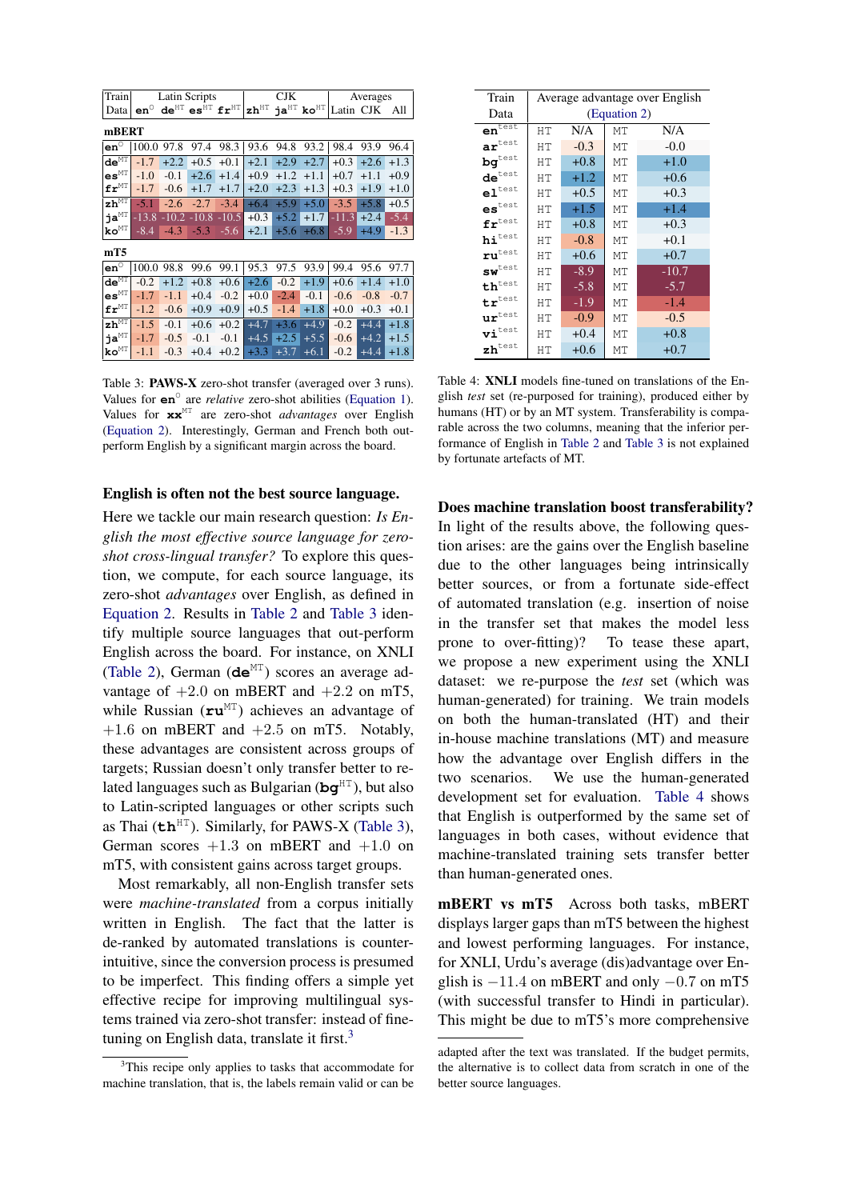| Train Data | Latin Scripts | | | | CJK | | | Averages | | |
|---|---|---|---|---|---|---|---|---|---|---|
| | $\texttt{en}^{\circ}$ | $\texttt{de}^{\text{HT}}$ | $\texttt{es}^{\text{HT}}$ | $\texttt{fr}^{\text{HT}}$ | $\texttt{zh}^{\text{HT}}$ | $\texttt{ja}^{\text{HT}}$ | $\texttt{ko}^{\text{HT}}$ | Latin | CJK | All |
| **mBERT** | | | | | | | | | | |
| $\texttt{en}^{\circ}$ | 100.0 | 97.8 | 97.4 | 98.3 | 93.6 | 94.8 | 93.2 | 98.4 | 93.9 | 96.4 |
| $\texttt{de}^{\text{MT}}$ | -1.7 | +2.2 | +0.5 | +0.1 | +2.1 | +2.9 | +2.7 | +0.3 | +2.6 | +1.3 |
| $\texttt{es}^{\text{MT}}$ | -1.0 | -0.1 | +2.6 | +1.4 | +0.9 | +1.2 | +1.1 | +0.7 | +1.1 | +0.9 |
| $\texttt{fr}^{\text{MT}}$ | -1.7 | -0.6 | +1.7 | +1.7 | +2.0 | +2.3 | +1.3 | +0.3 | +1.9 | +1.0 |
| $\texttt{zh}^{\text{MT}}$ | -5.1 | -2.6 | -2.7 | -3.4 | +6.4 | +5.9 | +5.0 | -3.5 | +5.8 | +0.5 |
| $\texttt{ja}^{\text{MT}}$ | -13.8 | -10.2 | -10.8 | -10.5 | +0.3 | +5.2 | +1.7 | -11.3 | +2.4 | -5.4 |
| $\texttt{ko}^{\text{MT}}$ | -8.4 | -4.3 | -5.3 | -5.6 | +2.1 | +5.6 | +6.8 | -5.9 | +4.9 | -1.3 |
| **mT5** | | | | | | | | | | |
| $\texttt{en}^{\circ}$ | 100.0 | 98.8 | 99.6 | 99.1 | 95.3 | 97.5 | 93.9 | 99.4 | 95.6 | 97.7 |
| $\texttt{de}^{\text{MT}}$ | -0.2 | +1.2 | +0.8 | +0.6 | +2.6 | -0.2 | +1.9 | +0.6 | +1.4 | +1.0 |
| $\texttt{es}^{\text{MT}}$ | -1.7 | -1.1 | +0.4 | -0.2 | +0.0 | -2.4 | -0.1 | -0.6 | -0.8 | -0.7 |
| $\texttt{fr}^{\text{MT}}$ | -1.2 | -0.6 | +0.9 | +0.9 | +0.5 | -1.4 | +1.8 | +0.0 | +0.3 | +0.1 |
| $\texttt{zh}^{\text{MT}}$ | -1.5 | -0.1 | +0.6 | +0.2 | +4.7 | +3.6 | +4.9 | -0.2 | +4.4 | +1.8 |
| $\texttt{ja}^{\text{MT}}$ | -1.7 | -0.5 | -0.1 | -0.1 | +4.5 | +2.5 | +5.5 | -0.6 | +4.2 | +1.5 |
| $\texttt{ko}^{\text{MT}}$ | -1.1 | -0.3 | +0.4 | +0.2 | +3.3 | +3.7 | +6.1 | -0.2 | +4.4 | +1.8 |

Table 3: **PAWS-X** zero-shot transfer (averaged over 3 runs). Values for $\texttt{en}^{\circ}$ are *relative* zero-shot abilities (Equation 1). Values for $\texttt{xx}^{\text{MT}}$ are zero-shot *advantages* over English (Equation 2). Interestingly, German and French both outperform English by a significant margin across the board.

## English is often not the best source language.

Here we tackle our main research question: *Is English the most effective source language for zero-shot cross-lingual transfer?* To explore this question, we compute, for each source language, its zero-shot *advantages* over English, as defined in Equation 2. Results in Table 2 and Table 3 identify multiple source languages that out-perform English across the board. For instance, on XNLI (Table 2), German ($\texttt{de}^{\text{MT}}$) scores an average advantage of +2.0 on mBERT and +2.2 on mT5, while Russian ($\texttt{ru}^{\text{MT}}$) achieves an advantage of +1.6 on mBERT and +2.5 on mT5. Notably, these advantages are consistent across groups of targets; Russian doesn't only transfer better to related languages such as Bulgarian ($\texttt{bg}^{\text{HT}}$), but also to Latin-scripted languages or other scripts such as Thai ($\texttt{th}^{\text{HT}}$). Similarly, for PAWS-X (Table 3), German scores +1.3 on mBERT and +1.0 on mT5, with consistent gains across target groups.

Most remarkably, all non-English transfer sets were *machine-translated* from a corpus initially written in English. The fact that the latter is de-ranked by automated translations is counter-intuitive, since the conversion process is presumed to be imperfect. This finding offers a simple yet effective recipe for improving multilingual systems trained via zero-shot transfer: instead of fine-tuning on English data, translate it first.[3]

[3] This recipe only applies to tasks that accommodate for machine translation, that is, the labels remain valid or can be adapted after the text was translated. If the budget permits, the alternative is to collect data from scratch in one of the better source languages.

| Train Data | Average advantage over English (Equation 2) | | | |
|---|---|---|---|---|
| $\texttt{en}^{\text{test}}$ | HT | N/A | MT | N/A |
| $\texttt{ar}^{\text{test}}$ | HT | -0.3 | MT | -0.0 |
| $\texttt{bg}^{\text{test}}$ | HT | +0.8 | MT | +1.0 |
| $\texttt{de}^{\text{test}}$ | HT | +1.2 | MT | +0.6 |
| $\texttt{el}^{\text{test}}$ | HT | +0.5 | MT | +0.3 |
| $\texttt{es}^{\text{test}}$ | HT | +1.5 | MT | +1.4 |
| $\texttt{fr}^{\text{test}}$ | HT | +0.8 | MT | +0.3 |
| $\texttt{hi}^{\text{test}}$ | HT | -0.8 | MT | +0.1 |
| $\texttt{ru}^{\text{test}}$ | HT | +0.6 | MT | +0.7 |
| $\texttt{sw}^{\text{test}}$ | HT | -8.9 | MT | -10.7 |
| $\texttt{th}^{\text{test}}$ | HT | -5.8 | MT | -5.7 |
| $\texttt{tr}^{\text{test}}$ | HT | -1.9 | MT | -1.4 |
| $\texttt{ur}^{\text{test}}$ | HT | -0.9 | MT | -0.5 |
| $\texttt{vi}^{\text{test}}$ | HT | +0.4 | MT | +0.8 |
| $\texttt{zh}^{\text{test}}$ | HT | +0.6 | MT | +0.7 |

Table 4: **XNLI** models fine-tuned on translations of the English *test* set (re-purposed for training), produced either by humans (HT) or by an MT system. Transferability is comparable across the two columns, meaning that the inferior performance of English in Table 2 and Table 3 is not explained by fortunate artefacts of MT.

## Does machine translation boost transferability?

In light of the results above, the following question arises: are the gains over the English baseline due to the other languages being intrinsically better sources, or from a fortunate side-effect of automated translation (e.g. insertion of noise in the transfer set that makes the model less prone to over-fitting)? To tease these apart, we propose a new experiment using the XNLI dataset: we re-purpose the *test* set (which was human-generated) for training. We train models on both the human-translated (HT) and their in-house machine translations (MT) and measure how the advantage over English differs in the two scenarios. We use the human-generated development set for evaluation. Table 4 shows that English is outperformed by the same set of languages in both cases, without evidence that machine-translated training sets transfer better than human-generated ones.

**mBERT vs mT5** Across both tasks, mBERT displays larger gaps than mT5 between the highest and lowest performing languages. For instance, for XNLI, Urdu's average (dis)advantage over English is −11.4 on mBERT and only −0.7 on mT5 (with successful transfer to Hindi in particular). This might be due to mT5's more comprehensive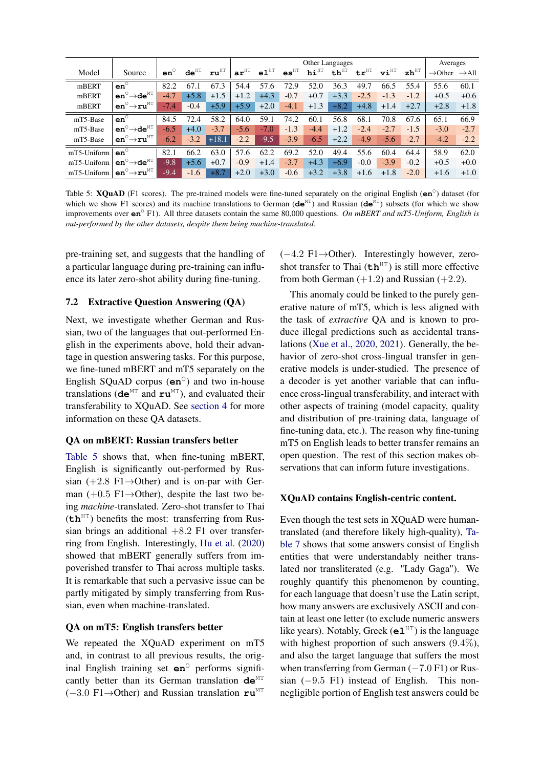| Model | Source | en° | de^HT | ru^HT | ar^HT | el^HT | es^HT | hi^HT | th^HT | tr^HT | vi^HT | zh^HT | →Other | →All |
|---|---|---|---|---|---|---|---|---|---|---|---|---|---|---|
| | | | | | Other Languages | | | | | | | | Averages | |
| mBERT | en° | 82.2 | 67.1 | 67.3 | 54.4 | 57.6 | 72.9 | 52.0 | 36.3 | 49.7 | 66.5 | 55.4 | 55.6 | 60.1 |
| mBERT | en°→de^MT | -4.7 | +5.8 | +1.5 | +1.2 | +4.3 | -0.7 | +0.7 | +3.3 | -2.5 | -1.3 | -1.2 | +0.5 | +0.6 |
| mBERT | en°→ru^MT | -7.4 | -0.4 | +5.9 | +5.9 | +2.0 | -4.1 | +1.3 | +8.2 | +4.8 | +1.4 | +2.7 | +2.8 | +1.8 |
| mT5-Base | en° | 84.5 | 72.4 | 58.2 | 64.0 | 59.1 | 74.2 | 60.1 | 56.8 | 68.1 | 70.8 | 67.6 | 65.1 | 66.9 |
| mT5-Base | en°→de^MT | -6.5 | +4.0 | -3.7 | -5.6 | -7.0 | -1.3 | -4.4 | +1.2 | -2.4 | -2.7 | -1.5 | -3.0 | -2.7 |
| mT5-Base | en°→ru^MT | -6.2 | -3.2 | +18.1 | -2.2 | -9.5 | -3.9 | -6.5 | +2.2 | -4.9 | -5.6 | -2.7 | -4.2 | -2.2 |
| mT5-Uniform | en° | 82.1 | 66.2 | 63.0 | 57.6 | 62.2 | 69.2 | 52.0 | 49.4 | 55.6 | 60.4 | 64.4 | 58.9 | 62.0 |
| mT5-Uniform | en°→de^MT | -9.8 | +5.6 | +0.7 | -0.9 | +1.4 | -3.7 | +4.3 | +6.9 | -0.0 | -3.9 | -0.2 | +0.5 | +0.0 |
| mT5-Uniform | en°→ru^MT | -9.4 | -1.6 | +8.7 | +2.0 | +3.0 | -0.6 | +3.2 | +3.8 | +1.6 | +1.8 | -2.0 | +1.6 | +1.0 |

Table 5: **XQuAD** (F1 scores). The pre-trained models were fine-tuned separately on the original English (en°) dataset (for which we show F1 scores) and its machine translations to German (de^MT) and Russian (de^MT) subsets (for which we show improvements over en° F1). All three datasets contain the same 80,000 questions. *On mBERT and mT5-Uniform, English is out-performed by the other datasets, despite them being machine-translated.*

pre-training set, and suggests that the handling of a particular language during pre-training can influence its later zero-shot ability during fine-tuning.

## 7.2 Extractive Question Answering (QA)

Next, we investigate whether German and Russian, two of the languages that out-performed English in the experiments above, hold their advantage in question answering tasks. For this purpose, we fine-tuned mBERT and mT5 separately on the English SQuAD corpus (**en**°) and two in-house translations (**de**^MT and **ru**^MT), and evaluated their transferability to XQuAD. See section 4 for more information on these QA datasets.

### QA on mBERT: Russian transfers better

Table 5 shows that, when fine-tuning mBERT, English is significantly out-performed by Russian (+2.8 F1→Other) and is on-par with German (+0.5 F1→Other), despite the last two being *machine*-translated. Zero-shot transfer to Thai (**th**^HT) benefits the most: transferring from Russian brings an additional +8.2 F1 over transferring from English. Interestingly, Hu et al. (2020) showed that mBERT generally suffers from impoverished transfer to Thai across multiple tasks. It is remarkable that such a pervasive issue can be partly mitigated by simply transferring from Russian, even when machine-translated.

### QA on mT5: English transfers better

We repeated the XQuAD experiment on mT5 and, in contrast to all previous results, the original English training set **en**° performs significantly better than its German translation **de**^MT (−3.0 F1→Other) and Russian translation **ru**^MT (−4.2 F1→Other). Interestingly however, zero-shot transfer to Thai (**th**^HT) is still more effective from both German (+1.2) and Russian (+2.2).

This anomaly could be linked to the purely generative nature of mT5, which is less aligned with the task of *extractive* QA and is known to produce illegal predictions such as accidental translations (Xue et al., 2020, 2021). Generally, the behavior of zero-shot cross-lingual transfer in generative models is under-studied. The presence of a decoder is yet another variable that can influence cross-lingual transferability, and interact with other aspects of training (model capacity, quality and distribution of pre-training data, language of fine-tuning data, etc.). The reason why fine-tuning mT5 on English leads to better transfer remains an open question. The rest of this section makes observations that can inform future investigations.

### XQuAD contains English-centric content.

Even though the test sets in XQuAD were human-translated (and therefore likely high-quality), Table 7 shows that some answers consist of English entities that were understandably neither translated nor transliterated (e.g. "Lady Gaga"). We roughly quantify this phenomenon by counting, for each language that doesn't use the Latin script, how many answers are exclusively ASCII and contain at least one letter (to exclude numeric answers like years). Notably, Greek (**el**^HT) is the language with highest proportion of such answers (9.4%), and also the target language that suffers the most when transferring from German (−7.0 F1) or Russian (−9.5 F1) instead of English. This non-negligible portion of English test answers could be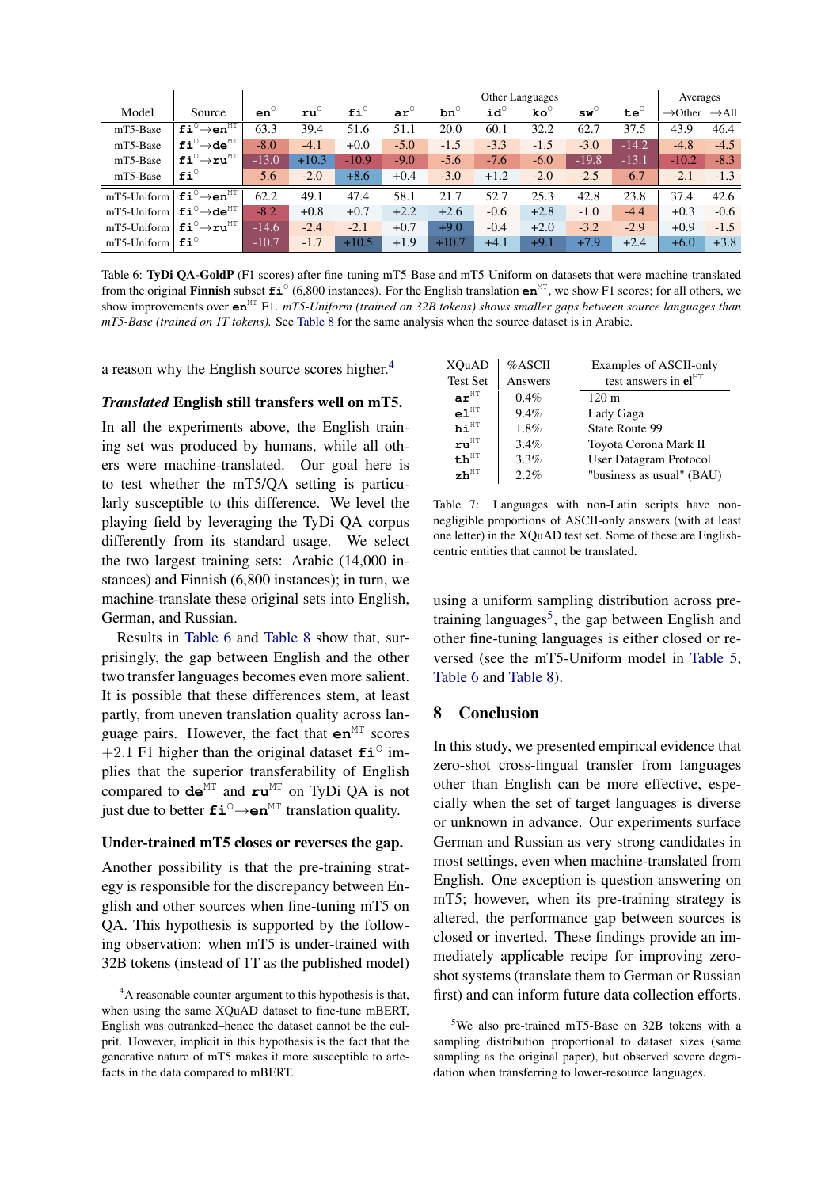| Model | Source | en° | ru° | fi° | Other Languages ar° | bn° | id° | ko° | sw° | te° | Averages →Other | →All |
|---|---|---|---|---|---|---|---|---|---|---|---|---|
| mT5-Base | fi°→en$^{MT}$ | 63.3 | 39.4 | 51.6 | 51.1 | 20.0 | 60.1 | 32.2 | 62.7 | 37.5 | 43.9 | 46.4 |
| mT5-Base | fi°→de$^{MT}$ | -8.0 | -4.1 | +0.0 | -5.0 | -1.5 | -3.3 | -1.5 | -3.0 | -14.2 | -4.8 | -4.5 |
| mT5-Base | fi°→ru$^{MT}$ | -13.0 | +10.3 | -10.9 | -9.0 | -5.6 | -7.6 | -6.0 | -19.8 | -13.1 | -10.2 | -8.3 |
| mT5-Base | fi° | -5.6 | -2.0 | +8.6 | +0.4 | -3.0 | +1.2 | -2.0 | -2.5 | -6.7 | -2.1 | -1.3 |
| mT5-Uniform | fi°→en$^{MT}$ | 62.2 | 49.1 | 47.4 | 58.1 | 21.7 | 52.7 | 25.3 | 42.8 | 23.8 | 37.4 | 42.6 |
| mT5-Uniform | fi°→de$^{MT}$ | -8.2 | +0.8 | +0.7 | +2.2 | +2.6 | -0.6 | +2.8 | -1.0 | -4.4 | +0.3 | -0.6 |
| mT5-Uniform | fi°→ru$^{MT}$ | -14.6 | -2.4 | -2.1 | +0.7 | +9.0 | -0.4 | +2.0 | -3.2 | -2.9 | +0.9 | -1.5 |
| mT5-Uniform | fi° | -10.7 | -1.7 | +10.5 | +1.9 | +10.7 | +4.1 | +9.1 | +7.9 | +2.4 | +6.0 | +3.8 |

Table 6: **TyDi QA-GoldP** (F1 scores) after fine-tuning mT5-Base and mT5-Uniform on datasets that were machine-translated from the original **Finnish** subset fi° (6,800 instances). For the English translation en$^{MT}$, we show F1 scores; for all others, we show improvements over en$^{MT}$ F1. *mT5-Uniform (trained on 32B tokens) shows smaller gaps between source languages than mT5-Base (trained on 1T tokens).* See Table 8 for the same analysis when the source dataset is in Arabic.

a reason why the English source scores higher.[4]

**_Translated_ English still transfers well on mT5.** In all the experiments above, the English training set was produced by humans, while all others were machine-translated. Our goal here is to test whether the mT5/QA setting is particularly susceptible to this difference. We level the playing field by leveraging the TyDi QA corpus differently from its standard usage. We select the two largest training sets: Arabic (14,000 instances) and Finnish (6,800 instances); in turn, we machine-translate these original sets into English, German, and Russian.

Results in Table 6 and Table 8 show that, surprisingly, the gap between English and the other two transfer languages becomes even more salient. It is possible that these differences stem, at least partly, from uneven translation quality across language pairs. However, the fact that en$^{MT}$ scores +2.1 F1 higher than the original dataset fi° implies that the superior transferability of English compared to de$^{MT}$ and ru$^{MT}$ on TyDi QA is not just due to better fi°→en$^{MT}$ translation quality.

**Under-trained mT5 closes or reverses the gap.** Another possibility is that the pre-training strategy is responsible for the discrepancy between English and other sources when fine-tuning mT5 on QA. This hypothesis is supported by the following observation: when mT5 is under-trained with 32B tokens (instead of 1T as the published model) using a uniform sampling distribution across pre-training languages[5], the gap between English and other fine-tuning languages is either closed or reversed (see the mT5-Uniform model in Table 5, Table 6 and Table 8).

| XQuAD Test Set | %ASCII Answers | Examples of ASCII-only test answers in el$^{HT}$ |
|---|---|---|
| ar$^{HT}$ | 0.4% | 120 m |
| el$^{HT}$ | 9.4% | Lady Gaga |
| hi$^{HT}$ | 1.8% | State Route 99 |
| ru$^{HT}$ | 3.4% | Toyota Corona Mark II |
| th$^{HT}$ | 3.3% | User Datagram Protocol |
| zh$^{HT}$ | 2.2% | "business as usual" (BAU) |

Table 7: Languages with non-Latin scripts have non-negligible proportions of ASCII-only answers (with at least one letter) in the XQuAD test set. Some of these are English-centric entities that cannot be translated.

## 8 Conclusion

In this study, we presented empirical evidence that zero-shot cross-lingual transfer from languages other than English can be more effective, especially when the set of target languages is diverse or unknown in advance. Our experiments surface German and Russian as very strong candidates in most settings, even when machine-translated from English. One exception is question answering on mT5; however, when its pre-training strategy is altered, the performance gap between sources is closed or inverted. These findings provide an immediately applicable recipe for improving zero-shot systems (translate them to German or Russian first) and can inform future data collection efforts.

[4] A reasonable counter-argument to this hypothesis is that, when using the same XQuAD dataset to fine-tune mBERT, English was outranked–hence the dataset cannot be the culprit. However, implicit in this hypothesis is the fact that the generative nature of mT5 makes it more susceptible to artefacts in the data compared to mBERT.

[5] We also pre-trained mT5-Base on 32B tokens with a sampling distribution proportional to dataset sizes (same sampling as the original paper), but observed severe degradation when transferring to lower-resource languages.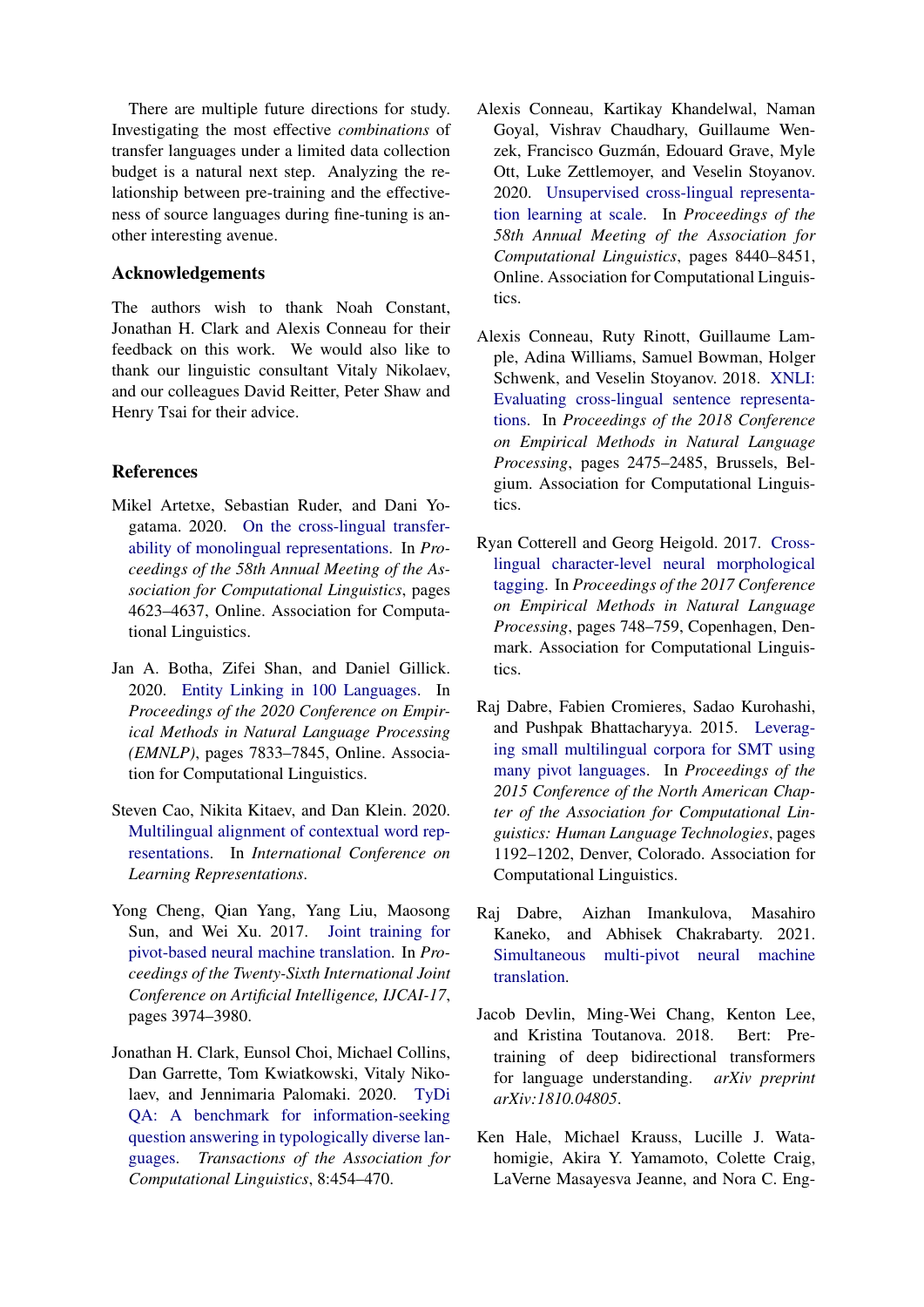There are multiple future directions for study. Investigating the most effective *combinations* of transfer languages under a limited data collection budget is a natural next step. Analyzing the relationship between pre-training and the effectiveness of source languages during fine-tuning is another interesting avenue.

## Acknowledgements

The authors wish to thank Noah Constant, Jonathan H. Clark and Alexis Conneau for their feedback on this work. We would also like to thank our linguistic consultant Vitaly Nikolaev, and our colleagues David Reitter, Peter Shaw and Henry Tsai for their advice.

## References

Mikel Artetxe, Sebastian Ruder, and Dani Yogatama. 2020. On the cross-lingual transferability of monolingual representations. In *Proceedings of the 58th Annual Meeting of the Association for Computational Linguistics*, pages 4623–4637, Online. Association for Computational Linguistics.

Jan A. Botha, Zifei Shan, and Daniel Gillick. 2020. Entity Linking in 100 Languages. In *Proceedings of the 2020 Conference on Empirical Methods in Natural Language Processing (EMNLP)*, pages 7833–7845, Online. Association for Computational Linguistics.

Steven Cao, Nikita Kitaev, and Dan Klein. 2020. Multilingual alignment of contextual word representations. In *International Conference on Learning Representations*.

Yong Cheng, Qian Yang, Yang Liu, Maosong Sun, and Wei Xu. 2017. Joint training for pivot-based neural machine translation. In *Proceedings of the Twenty-Sixth International Joint Conference on Artificial Intelligence, IJCAI-17*, pages 3974–3980.

Jonathan H. Clark, Eunsol Choi, Michael Collins, Dan Garrette, Tom Kwiatkowski, Vitaly Nikolaev, and Jennimaria Palomaki. 2020. TyDi QA: A benchmark for information-seeking question answering in typologically diverse languages. *Transactions of the Association for Computational Linguistics*, 8:454–470.

Alexis Conneau, Kartikay Khandelwal, Naman Goyal, Vishrav Chaudhary, Guillaume Wenzek, Francisco Guzmán, Edouard Grave, Myle Ott, Luke Zettlemoyer, and Veselin Stoyanov. 2020. Unsupervised cross-lingual representation learning at scale. In *Proceedings of the 58th Annual Meeting of the Association for Computational Linguistics*, pages 8440–8451, Online. Association for Computational Linguistics.

Alexis Conneau, Ruty Rinott, Guillaume Lample, Adina Williams, Samuel Bowman, Holger Schwenk, and Veselin Stoyanov. 2018. XNLI: Evaluating cross-lingual sentence representations. In *Proceedings of the 2018 Conference on Empirical Methods in Natural Language Processing*, pages 2475–2485, Brussels, Belgium. Association for Computational Linguistics.

Ryan Cotterell and Georg Heigold. 2017. Cross-lingual character-level neural morphological tagging. In *Proceedings of the 2017 Conference on Empirical Methods in Natural Language Processing*, pages 748–759, Copenhagen, Denmark. Association for Computational Linguistics.

Raj Dabre, Fabien Cromieres, Sadao Kurohashi, and Pushpak Bhattacharyya. 2015. Leveraging small multilingual corpora for SMT using many pivot languages. In *Proceedings of the 2015 Conference of the North American Chapter of the Association for Computational Linguistics: Human Language Technologies*, pages 1192–1202, Denver, Colorado. Association for Computational Linguistics.

Raj Dabre, Aizhan Imankulova, Masahiro Kaneko, and Abhisek Chakrabarty. 2021. Simultaneous multi-pivot neural machine translation.

Jacob Devlin, Ming-Wei Chang, Kenton Lee, and Kristina Toutanova. 2018. Bert: Pre-training of deep bidirectional transformers for language understanding. *arXiv preprint arXiv:1810.04805*.

Ken Hale, Michael Krauss, Lucille J. Watahomigie, Akira Y. Yamamoto, Colette Craig, LaVerne Masayesva Jeanne, and Nora C. Eng-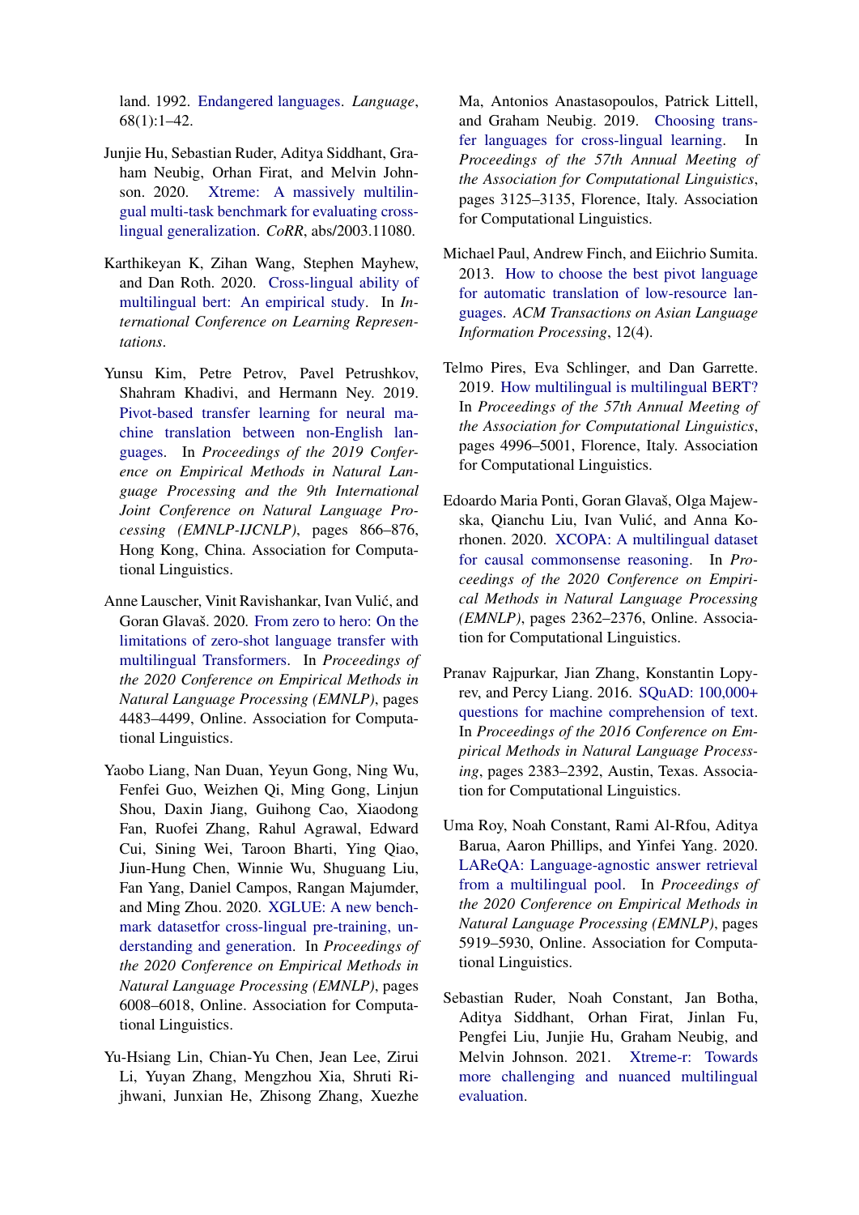land. 1992. Endangered languages. *Language*, 68(1):1–42.

Junjie Hu, Sebastian Ruder, Aditya Siddhant, Graham Neubig, Orhan Firat, and Melvin Johnson. 2020. Xtreme: A massively multilingual multi-task benchmark for evaluating cross-lingual generalization. *CoRR*, abs/2003.11080.

Karthikeyan K, Zihan Wang, Stephen Mayhew, and Dan Roth. 2020. Cross-lingual ability of multilingual bert: An empirical study. In *International Conference on Learning Representations*.

Yunsu Kim, Petre Petrov, Pavel Petrushkov, Shahram Khadivi, and Hermann Ney. 2019. Pivot-based transfer learning for neural machine translation between non-English languages. In *Proceedings of the 2019 Conference on Empirical Methods in Natural Language Processing and the 9th International Joint Conference on Natural Language Processing (EMNLP-IJCNLP)*, pages 866–876, Hong Kong, China. Association for Computational Linguistics.

Anne Lauscher, Vinit Ravishankar, Ivan Vulić, and Goran Glavaš. 2020. From zero to hero: On the limitations of zero-shot language transfer with multilingual Transformers. In *Proceedings of the 2020 Conference on Empirical Methods in Natural Language Processing (EMNLP)*, pages 4483–4499, Online. Association for Computational Linguistics.

Yaobo Liang, Nan Duan, Yeyun Gong, Ning Wu, Fenfei Guo, Weizhen Qi, Ming Gong, Linjun Shou, Daxin Jiang, Guihong Cao, Xiaodong Fan, Ruofei Zhang, Rahul Agrawal, Edward Cui, Sining Wei, Taroon Bharti, Ying Qiao, Jiun-Hung Chen, Winnie Wu, Shuguang Liu, Fan Yang, Daniel Campos, Rangan Majumder, and Ming Zhou. 2020. XGLUE: A new benchmark datasetfor cross-lingual pre-training, understanding and generation. In *Proceedings of the 2020 Conference on Empirical Methods in Natural Language Processing (EMNLP)*, pages 6008–6018, Online. Association for Computational Linguistics.

Yu-Hsiang Lin, Chian-Yu Chen, Jean Lee, Zirui Li, Yuyan Zhang, Mengzhou Xia, Shruti Rijhwani, Junxian He, Zhisong Zhang, Xuezhe Ma, Antonios Anastasopoulos, Patrick Littell, and Graham Neubig. 2019. Choosing transfer languages for cross-lingual learning. In *Proceedings of the 57th Annual Meeting of the Association for Computational Linguistics*, pages 3125–3135, Florence, Italy. Association for Computational Linguistics.

Michael Paul, Andrew Finch, and Eiichrio Sumita. 2013. How to choose the best pivot language for automatic translation of low-resource languages. *ACM Transactions on Asian Language Information Processing*, 12(4).

Telmo Pires, Eva Schlinger, and Dan Garrette. 2019. How multilingual is multilingual BERT? In *Proceedings of the 57th Annual Meeting of the Association for Computational Linguistics*, pages 4996–5001, Florence, Italy. Association for Computational Linguistics.

Edoardo Maria Ponti, Goran Glavaš, Olga Majewska, Qianchu Liu, Ivan Vulić, and Anna Korhonen. 2020. XCOPA: A multilingual dataset for causal commonsense reasoning. In *Proceedings of the 2020 Conference on Empirical Methods in Natural Language Processing (EMNLP)*, pages 2362–2376, Online. Association for Computational Linguistics.

Pranav Rajpurkar, Jian Zhang, Konstantin Lopyrev, and Percy Liang. 2016. SQuAD: 100,000+ questions for machine comprehension of text. In *Proceedings of the 2016 Conference on Empirical Methods in Natural Language Processing*, pages 2383–2392, Austin, Texas. Association for Computational Linguistics.

Uma Roy, Noah Constant, Rami Al-Rfou, Aditya Barua, Aaron Phillips, and Yinfei Yang. 2020. LAReQA: Language-agnostic answer retrieval from a multilingual pool. In *Proceedings of the 2020 Conference on Empirical Methods in Natural Language Processing (EMNLP)*, pages 5919–5930, Online. Association for Computational Linguistics.

Sebastian Ruder, Noah Constant, Jan Botha, Aditya Siddhant, Orhan Firat, Jinlan Fu, Pengfei Liu, Junjie Hu, Graham Neubig, and Melvin Johnson. 2021. Xtreme-r: Towards more challenging and nuanced multilingual evaluation.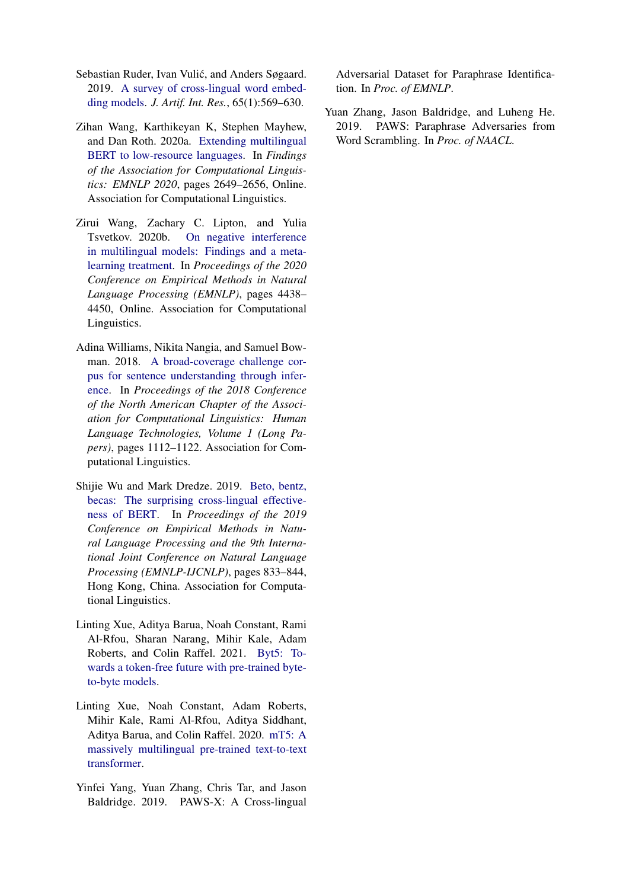Sebastian Ruder, Ivan Vulić, and Anders Søgaard. 2019. A survey of cross-lingual word embedding models. *J. Artif. Int. Res.*, 65(1):569–630.

Zihan Wang, Karthikeyan K, Stephen Mayhew, and Dan Roth. 2020a. Extending multilingual BERT to low-resource languages. In *Findings of the Association for Computational Linguistics: EMNLP 2020*, pages 2649–2656, Online. Association for Computational Linguistics.

Zirui Wang, Zachary C. Lipton, and Yulia Tsvetkov. 2020b. On negative interference in multilingual models: Findings and a meta-learning treatment. In *Proceedings of the 2020 Conference on Empirical Methods in Natural Language Processing (EMNLP)*, pages 4438–4450, Online. Association for Computational Linguistics.

Adina Williams, Nikita Nangia, and Samuel Bowman. 2018. A broad-coverage challenge corpus for sentence understanding through inference. In *Proceedings of the 2018 Conference of the North American Chapter of the Association for Computational Linguistics: Human Language Technologies, Volume 1 (Long Papers)*, pages 1112–1122. Association for Computational Linguistics.

Shijie Wu and Mark Dredze. 2019. Beto, bentz, becas: The surprising cross-lingual effectiveness of BERT. In *Proceedings of the 2019 Conference on Empirical Methods in Natural Language Processing and the 9th International Joint Conference on Natural Language Processing (EMNLP-IJCNLP)*, pages 833–844, Hong Kong, China. Association for Computational Linguistics.

Linting Xue, Aditya Barua, Noah Constant, Rami Al-Rfou, Sharan Narang, Mihir Kale, Adam Roberts, and Colin Raffel. 2021. Byt5: Towards a token-free future with pre-trained byte-to-byte models.

Linting Xue, Noah Constant, Adam Roberts, Mihir Kale, Rami Al-Rfou, Aditya Siddhant, Aditya Barua, and Colin Raffel. 2020. mT5: A massively multilingual pre-trained text-to-text transformer.

Yinfei Yang, Yuan Zhang, Chris Tar, and Jason Baldridge. 2019. PAWS-X: A Cross-lingual Adversarial Dataset for Paraphrase Identification. In *Proc. of EMNLP*.

Yuan Zhang, Jason Baldridge, and Luheng He. 2019. PAWS: Paraphrase Adversaries from Word Scrambling. In *Proc. of NAACL*.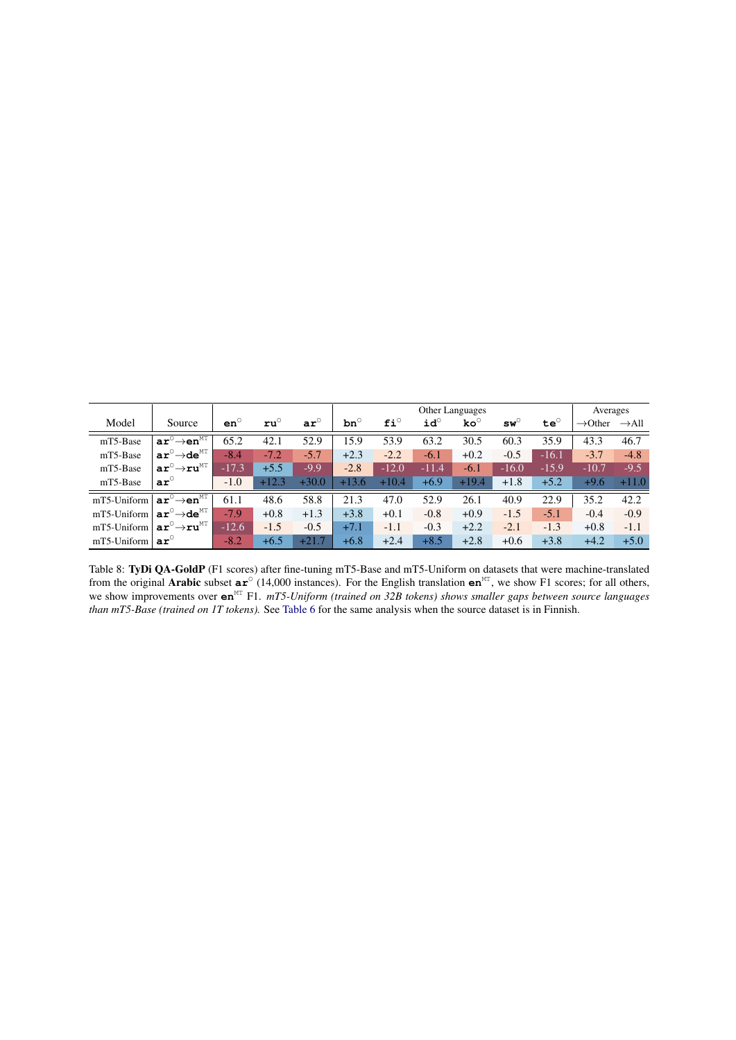| Model | Source | en○ | ru○ | ar○ | Other Languages bn○ | fi○ | id○ | ko○ | sw○ | te○ | Averages →Other | →All |
|---|---|---|---|---|---|---|---|---|---|---|---|---|
| mT5-Base | ar○→en$^{MT}$ | 65.2 | 42.1 | 52.9 | 15.9 | 53.9 | 63.2 | 30.5 | 60.3 | 35.9 | 43.3 | 46.7 |
| mT5-Base | ar○→de$^{MT}$ | -8.4 | -7.2 | -5.7 | +2.3 | -2.2 | -6.1 | +0.2 | -0.5 | -16.1 | -3.7 | -4.8 |
| mT5-Base | ar○→ru$^{MT}$ | -17.3 | +5.5 | -9.9 | -2.8 | -12.0 | -11.4 | -6.1 | -16.0 | -15.9 | -10.7 | -9.5 |
| mT5-Base | ar○ | -1.0 | +12.3 | +30.0 | +13.6 | +10.4 | +6.9 | +19.4 | +1.8 | +5.2 | +9.6 | +11.0 |
| mT5-Uniform | ar○→en$^{MT}$ | 61.1 | 48.6 | 58.8 | 21.3 | 47.0 | 52.9 | 26.1 | 40.9 | 22.9 | 35.2 | 42.2 |
| mT5-Uniform | ar○→de$^{MT}$ | -7.9 | +0.8 | +1.3 | +3.8 | +0.1 | -0.8 | +0.9 | -1.5 | -5.1 | -0.4 | -0.9 |
| mT5-Uniform | ar○→ru$^{MT}$ | -12.6 | -1.5 | -0.5 | +7.1 | -1.1 | -0.3 | +2.2 | -2.1 | -1.3 | +0.8 | -1.1 |
| mT5-Uniform | ar○ | -8.2 | +6.5 | +21.7 | +6.8 | +2.4 | +8.5 | +2.8 | +0.6 | +3.8 | +4.2 | +5.0 |

Table 8: **TyDi QA-GoldP** (F1 scores) after fine-tuning mT5-Base and mT5-Uniform on datasets that were machine-translated from the original **Arabic** subset ar○ (14,000 instances). For the English translation en$^{MT}$, we show F1 scores; for all others, we show improvements over en$^{MT}$ F1. *mT5-Uniform (trained on 32B tokens) shows smaller gaps between source languages than mT5-Base (trained on 1T tokens).* See Table 6 for the same analysis when the source dataset is in Finnish.